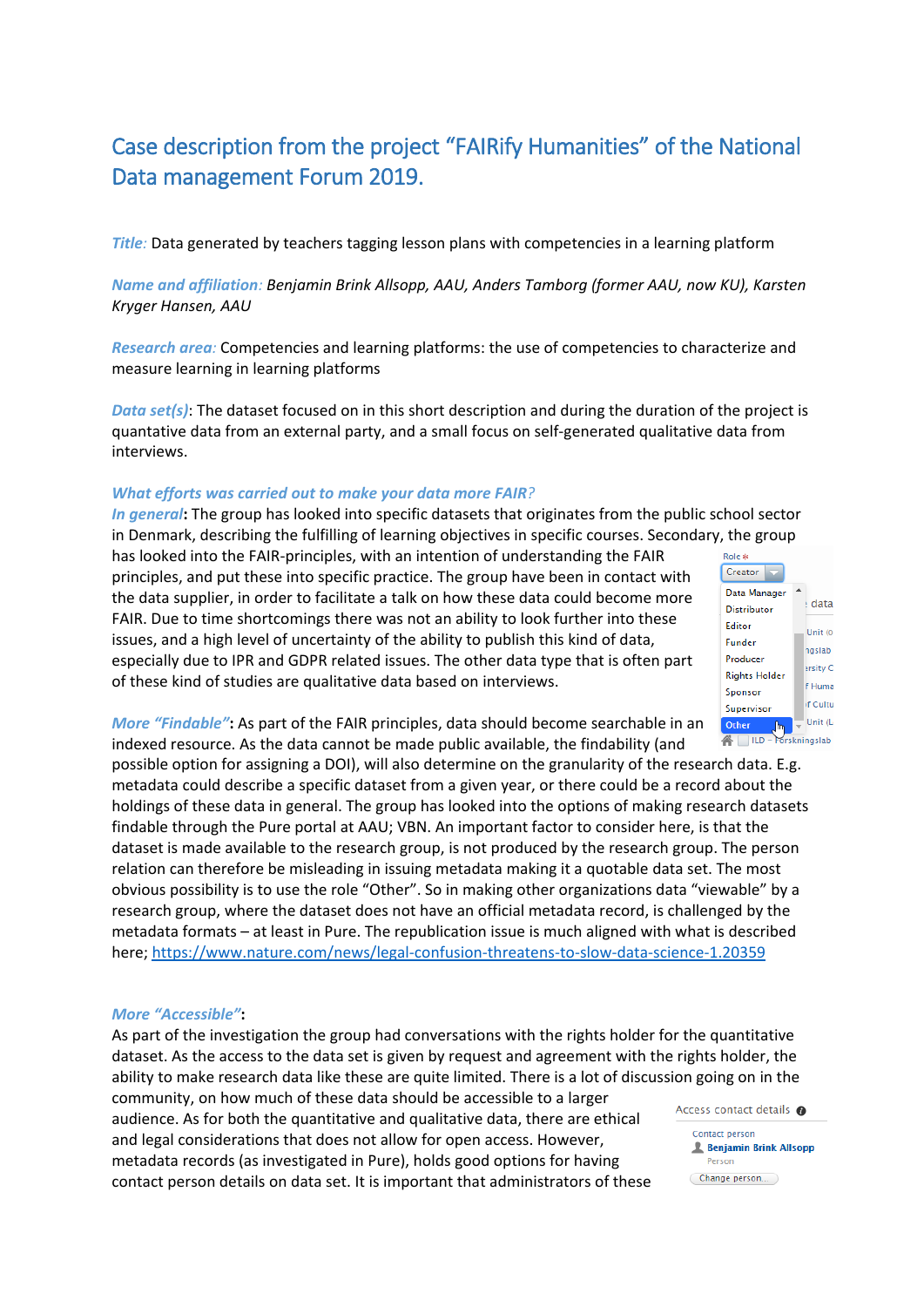# Case description from the project "FAIRify Humanities" of the National Data management Forum 2019.

*Title:* Data generated by teachers tagging lesson plans with competencies in a learning platform

*Name and affiliation: Benjamin Brink Allsopp, AAU, Anders Tamborg (former AAU, now KU), Karsten Kryger Hansen, AAU*

*Research area:* Competencies and learning platforms: the use of competencies to characterize and measure learning in learning platforms

*Data set(s)*: The dataset focused on in this short description and during the duration of the project is quantative data from an external party, and a small focus on self-generated qualitative data from interviews.

### *What efforts was carried out to make your data more FAIR?*

***In general***: The group has looked into specific datasets that originates from the public school sector in Denmark, describing the fulfilling of learning objectives in specific courses. Secondary, the group has looked into the FAIR-principles, with an intention of understanding the FAIR principles, and put these into specific practice. The group have been in contact with the data supplier, in order to facilitate a talk on how these data could become more FAIR. Due to time shortcomings there was not an ability to look further into these issues, and a high level of uncertainty of the ability to publish this kind of data, especially due to IPR and GDPR related issues. The other data type that is often part of these kind of studies are qualitative data based on interviews.

***More "Findable"***: As part of the FAIR principles, data should become searchable in an indexed resource. As the data cannot be made public available, the findability (and possible option for assigning a DOI), will also determine on the granularity of the research data. E.g. metadata could describe a specific dataset from a given year, or there could be a record about the holdings of these data in general. The group has looked into the options of making research datasets findable through the Pure portal at AAU; VBN. An important factor to consider here, is that the dataset is made available to the research group, is not produced by the research group. The person relation can therefore be misleading in issuing metadata making it a quotable data set. The most obvious possibility is to use the role "Other". So in making other organizations data "viewable" by a research group, where the dataset does not have an official metadata record, is challenged by the metadata formats – at least in Pure. The republication issue is much aligned with what is described here; https://www.nature.com/news/legal-confusion-threatens-to-slow-data-science-1.20359

***More "Accessible"***:
As part of the investigation the group had conversations with the rights holder for the quantitative dataset. As the access to the data set is given by request and agreement with the rights holder, the ability to make research data like these are quite limited. There is a lot of discussion going on in the community, on how much of these data should be accessible to a larger audience. As for both the quantitative and qualitative data, there are ethical and legal considerations that does not allow for open access. However, metadata records (as investigated in Pure), holds good options for having contact person details on data set. It is important that administrators of these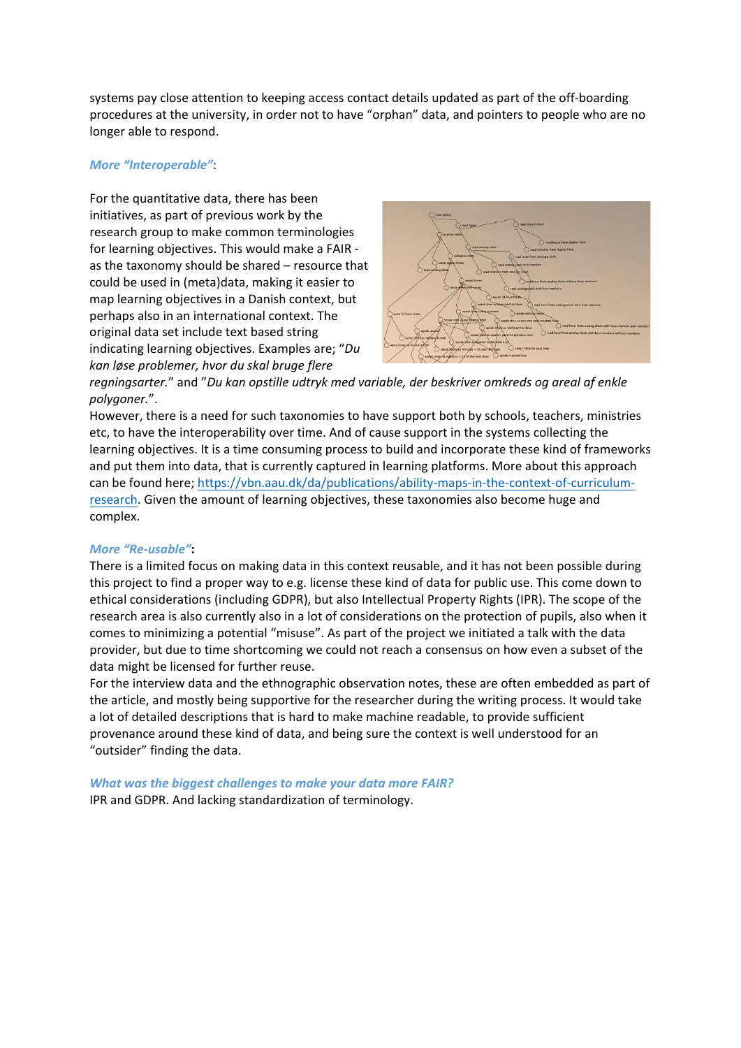systems pay close attention to keeping access contact details updated as part of the off-boarding procedures at the university, in order not to have "orphan" data, and pointers to people who are no longer able to respond.

### *More "Interoperable"*:

For the quantitative data, there has been initiatives, as part of previous work by the research group to make common terminologies for learning objectives. This would make a FAIR - as the taxonomy should be shared – resource that could be used in (meta)data, making it easier to map learning objectives in a Danish context, but perhaps also in an international context. The original data set include text based string indicating learning objectives. Examples are; "*Du kan løse problemer, hvor du skal bruge flere regningsarter.*" and "*Du kan opstille udtryk med variable, der beskriver omkreds og areal af enkle polygoner.*".

However, there is a need for such taxonomies to have support both by schools, teachers, ministries etc, to have the interoperability over time. And of cause support in the systems collecting the learning objectives. It is a time consuming process to build and incorporate these kind of frameworks and put them into data, that is currently captured in learning platforms. More about this approach can be found here; [https://vbn.aau.dk/da/publications/ability-maps-in-the-context-of-curriculum-research](https://vbn.aau.dk/da/publications/ability-maps-in-the-context-of-curriculum-research). Given the amount of learning objectives, these taxonomies also become huge and complex.

### *More "Re-usable"*:

There is a limited focus on making data in this context reusable, and it has not been possible during this project to find a proper way to e.g. license these kind of data for public use. This come down to ethical considerations (including GDPR), but also Intellectual Property Rights (IPR). The scope of the research area is also currently also in a lot of considerations on the protection of pupils, also when it comes to minimizing a potential "misuse". As part of the project we initiated a talk with the data provider, but due to time shortcoming we could not reach a consensus on how even a subset of the data might be licensed for further reuse.

For the interview data and the ethnographic observation notes, these are often embedded as part of the article, and mostly being supportive for the researcher during the writing process. It would take a lot of detailed descriptions that is hard to make machine readable, to provide sufficient provenance around these kind of data, and being sure the context is well understood for an "outsider" finding the data.

### *What was the biggest challenges to make your data more FAIR?*

IPR and GDPR. And lacking standardization of terminology.